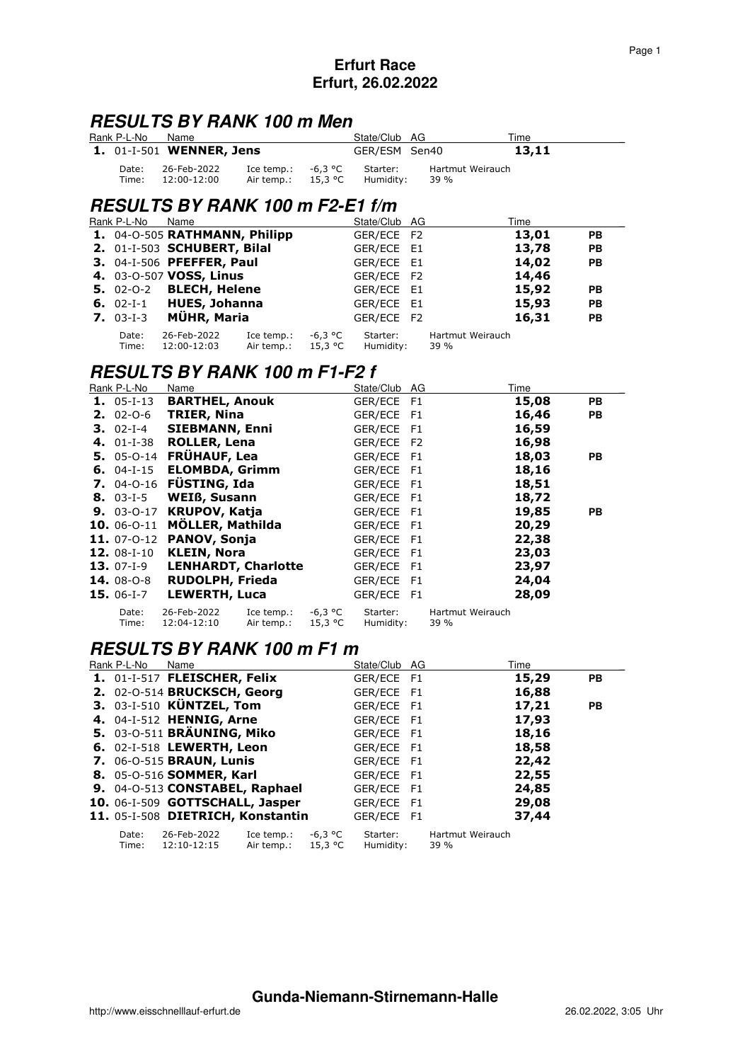# Erfurt Race
# Erfurt, 26.02.2022

## RESULTS BY RANK 100 m Men

| Rank | P-L-No | Name | State/Club | AG | Time | |
|---|---|---|---|---|---|---|
| **1.** | 01-I-501 | **WENNER, Jens** | GER/ESM | Sen40 | **13,11** | |

Date: 26-Feb-2022 Ice temp.: -6,3 °C Starter: Hartmut Weirauch
Time: 12:00-12:00 Air temp.: 15,3 °C Humidity: 39 %

## RESULTS BY RANK 100 m F2-E1 f/m

| Rank | P-L-No | Name | State/Club | AG | Time | |
|---|---|---|---|---|---|---|
| **1.** | 04-O-505 | **RATHMANN, Philipp** | GER/ECE | F2 | **13,01** | **PB** |
| **2.** | 01-I-503 | **SCHUBERT, Bilal** | GER/ECE | E1 | **13,78** | **PB** |
| **3.** | 04-I-506 | **PFEFFER, Paul** | GER/ECE | E1 | **14,02** | **PB** |
| **4.** | 03-O-507 | **VOSS, Linus** | GER/ECE | F2 | **14,46** | |
| **5.** | 02-O-2 | **BLECH, Helene** | GER/ECE | E1 | **15,92** | **PB** |
| **6.** | 02-I-1 | **HUES, Johanna** | GER/ECE | E1 | **15,93** | **PB** |
| **7.** | 03-I-3 | **MÜHR, Maria** | GER/ECE | F2 | **16,31** | **PB** |

Date: 26-Feb-2022 Ice temp.: -6,3 °C Starter: Hartmut Weirauch
Time: 12:00-12:03 Air temp.: 15,3 °C Humidity: 39 %

## RESULTS BY RANK 100 m F1-F2 f

| Rank | P-L-No | Name | State/Club | AG | Time | |
|---|---|---|---|---|---|---|
| **1.** | 05-I-13 | **BARTHEL, Anouk** | GER/ECE | F1 | **15,08** | **PB** |
| **2.** | 02-O-6 | **TRIER, Nina** | GER/ECE | F1 | **16,46** | **PB** |
| **3.** | 02-I-4 | **SIEBMANN, Enni** | GER/ECE | F1 | **16,59** | |
| **4.** | 01-I-38 | **ROLLER, Lena** | GER/ECE | F2 | **16,98** | |
| **5.** | 05-O-14 | **FRÜHAUF, Lea** | GER/ECE | F1 | **18,03** | **PB** |
| **6.** | 04-I-15 | **ELOMBDA, Grimm** | GER/ECE | F1 | **18,16** | |
| **7.** | 04-O-16 | **FÜSTING, Ida** | GER/ECE | F1 | **18,51** | |
| **8.** | 03-I-5 | **WEIß, Susann** | GER/ECE | F1 | **18,72** | |
| **9.** | 03-O-17 | **KRUPOV, Katja** | GER/ECE | F1 | **19,85** | **PB** |
| **10.** | 06-O-11 | **MÖLLER, Mathilda** | GER/ECE | F1 | **20,29** | |
| **11.** | 07-O-12 | **PANOV, Sonja** | GER/ECE | F1 | **22,38** | |
| **12.** | 08-I-10 | **KLEIN, Nora** | GER/ECE | F1 | **23,03** | |
| **13.** | 07-I-9 | **LENHARDT, Charlotte** | GER/ECE | F1 | **23,97** | |
| **14.** | 08-O-8 | **RUDOLPH, Frieda** | GER/ECE | F1 | **24,04** | |
| **15.** | 06-I-7 | **LEWERTH, Luca** | GER/ECE | F1 | **28,09** | |

Date: 26-Feb-2022 Ice temp.: -6,3 °C Starter: Hartmut Weirauch
Time: 12:04-12:10 Air temp.: 15,3 °C Humidity: 39 %

## RESULTS BY RANK 100 m F1 m

| Rank | P-L-No | Name | State/Club | AG | Time | |
|---|---|---|---|---|---|---|
| **1.** | 01-I-517 | **FLEISCHER, Felix** | GER/ECE | F1 | **15,29** | **PB** |
| **2.** | 02-O-514 | **BRUCKSCH, Georg** | GER/ECE | F1 | **16,88** | |
| **3.** | 03-I-510 | **KÜNTZEL, Tom** | GER/ECE | F1 | **17,21** | **PB** |
| **4.** | 04-I-512 | **HENNIG, Arne** | GER/ECE | F1 | **17,93** | |
| **5.** | 03-O-511 | **BRÄUNING, Miko** | GER/ECE | F1 | **18,16** | |
| **6.** | 02-I-518 | **LEWERTH, Leon** | GER/ECE | F1 | **18,58** | |
| **7.** | 06-O-515 | **BRAUN, Lunis** | GER/ECE | F1 | **22,42** | |
| **8.** | 05-O-516 | **SOMMER, Karl** | GER/ECE | F1 | **22,55** | |
| **9.** | 04-O-513 | **CONSTABEL, Raphael** | GER/ECE | F1 | **24,85** | |
| **10.** | 06-I-509 | **GOTTSCHALL, Jasper** | GER/ECE | F1 | **29,08** | |
| **11.** | 05-I-508 | **DIETRICH, Konstantin** | GER/ECE | F1 | **37,44** | |

Date: 26-Feb-2022 Ice temp.: -6,3 °C Starter: Hartmut Weirauch
Time: 12:10-12:15 Air temp.: 15,3 °C Humidity: 39 %

**Gunda-Niemann-Stirnemann-Halle**

http://www.eisschnelllauf-erfurt.de 26.02.2022, 3:05 Uhr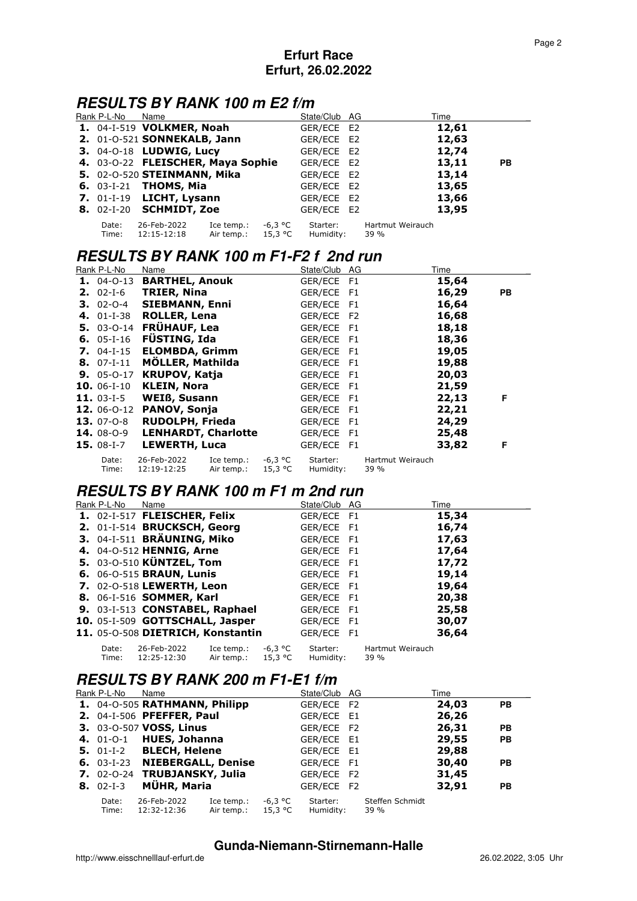**Erfurt Race**
**Erfurt, 26.02.2022**

## RESULTS BY RANK 100 m E2 f/m

| Rank | P-L-No | Name | State/Club | AG | Time | |
|---|---|---|---|---|---|---|
| **1.** | 04-I-519 | **VOLKMER, Noah** | GER/ECE | E2 | **12,61** | |
| **2.** | 01-O-521 | **SONNEKALB, Jann** | GER/ECE | E2 | **12,63** | |
| **3.** | 04-O-18 | **LUDWIG, Lucy** | GER/ECE | E2 | **12,74** | |
| **4.** | 03-O-22 | **FLEISCHER, Maya Sophie** | GER/ECE | E2 | **13,11** | **PB** |
| **5.** | 02-O-520 | **STEINMANN, Mika** | GER/ECE | E2 | **13,14** | |
| **6.** | 03-I-21 | **THOMS, Mia** | GER/ECE | E2 | **13,65** | |
| **7.** | 01-I-19 | **LICHT, Lysann** | GER/ECE | E2 | **13,66** | |
| **8.** | 02-I-20 | **SCHMIDT, Zoe** | GER/ECE | E2 | **13,95** | |

Date: 26-Feb-2022 Ice temp.: -6,3 °C Starter: Hartmut Weirauch
Time: 12:15-12:18 Air temp.: 15,3 °C Humidity: 39 %

## RESULTS BY RANK 100 m F1-F2 f 2nd run

| Rank | P-L-No | Name | State/Club | AG | Time | |
|---|---|---|---|---|---|---|
| **1.** | 04-O-13 | **BARTHEL, Anouk** | GER/ECE | F1 | **15,64** | |
| **2.** | 02-I-6 | **TRIER, Nina** | GER/ECE | F1 | **16,29** | **PB** |
| **3.** | 02-O-4 | **SIEBMANN, Enni** | GER/ECE | F1 | **16,64** | |
| **4.** | 01-I-38 | **ROLLER, Lena** | GER/ECE | F2 | **16,68** | |
| **5.** | 03-O-14 | **FRÜHAUF, Lea** | GER/ECE | F1 | **18,18** | |
| **6.** | 05-I-16 | **FÜSTING, Ida** | GER/ECE | F1 | **18,36** | |
| **7.** | 04-I-15 | **ELOMBDA, Grimm** | GER/ECE | F1 | **19,05** | |
| **8.** | 07-I-11 | **MÖLLER, Mathilda** | GER/ECE | F1 | **19,88** | |
| **9.** | 05-O-17 | **KRUPOV, Katja** | GER/ECE | F1 | **20,03** | |
| **10.** | 06-I-10 | **KLEIN, Nora** | GER/ECE | F1 | **21,59** | |
| **11.** | 03-I-5 | **WEIß, Susann** | GER/ECE | F1 | **22,13** | **F** |
| **12.** | 06-O-12 | **PANOV, Sonja** | GER/ECE | F1 | **22,21** | |
| **13.** | 07-O-8 | **RUDOLPH, Frieda** | GER/ECE | F1 | **24,29** | |
| **14.** | 08-O-9 | **LENHARDT, Charlotte** | GER/ECE | F1 | **25,48** | |
| **15.** | 08-I-7 | **LEWERTH, Luca** | GER/ECE | F1 | **33,82** | **F** |

Date: 26-Feb-2022 Ice temp.: -6,3 °C Starter: Hartmut Weirauch
Time: 12:19-12:25 Air temp.: 15,3 °C Humidity: 39 %

## RESULTS BY RANK 100 m F1 m 2nd run

| Rank | P-L-No | Name | State/Club | AG | Time |
|---|---|---|---|---|---|
| **1.** | 02-I-517 | **FLEISCHER, Felix** | GER/ECE | F1 | **15,34** |
| **2.** | 01-I-514 | **BRUCKSCH, Georg** | GER/ECE | F1 | **16,74** |
| **3.** | 04-I-511 | **BRÄUNING, Miko** | GER/ECE | F1 | **17,63** |
| **4.** | 04-O-512 | **HENNIG, Arne** | GER/ECE | F1 | **17,64** |
| **5.** | 03-O-510 | **KÜNTZEL, Tom** | GER/ECE | F1 | **17,72** |
| **6.** | 06-O-515 | **BRAUN, Lunis** | GER/ECE | F1 | **19,14** |
| **7.** | 02-O-518 | **LEWERTH, Leon** | GER/ECE | F1 | **19,64** |
| **8.** | 06-I-516 | **SOMMER, Karl** | GER/ECE | F1 | **20,38** |
| **9.** | 03-I-513 | **CONSTABEL, Raphael** | GER/ECE | F1 | **25,58** |
| **10.** | 05-I-509 | **GOTTSCHALL, Jasper** | GER/ECE | F1 | **30,07** |
| **11.** | 05-O-508 | **DIETRICH, Konstantin** | GER/ECE | F1 | **36,64** |

Date: 26-Feb-2022 Ice temp.: -6,3 °C Starter: Hartmut Weirauch
Time: 12:25-12:30 Air temp.: 15,3 °C Humidity: 39 %

## RESULTS BY RANK 200 m F1-E1 f/m

| Rank | P-L-No | Name | State/Club | AG | Time | |
|---|---|---|---|---|---|---|
| **1.** | 04-O-505 | **RATHMANN, Philipp** | GER/ECE | F2 | **24,03** | **PB** |
| **2.** | 04-I-506 | **PFEFFER, Paul** | GER/ECE | E1 | **26,26** | |
| **3.** | 03-O-507 | **VOSS, Linus** | GER/ECE | F2 | **26,31** | **PB** |
| **4.** | 01-O-1 | **HUES, Johanna** | GER/ECE | E1 | **29,55** | **PB** |
| **5.** | 01-I-2 | **BLECH, Helene** | GER/ECE | E1 | **29,88** | |
| **6.** | 03-I-23 | **NIEBERGALL, Denise** | GER/ECE | F1 | **30,40** | **PB** |
| **7.** | 02-O-24 | **TRUBJANSKY, Julia** | GER/ECE | F2 | **31,45** | |
| **8.** | 02-I-3 | **MÜHR, Maria** | GER/ECE | F2 | **32,91** | **PB** |

Date: 26-Feb-2022 Ice temp.: -6,3 °C Starter: Steffen Schmidt
Time: 12:32-12:36 Air temp.: 15,3 °C Humidity: 39 %

**Gunda-Niemann-Stirnemann-Halle**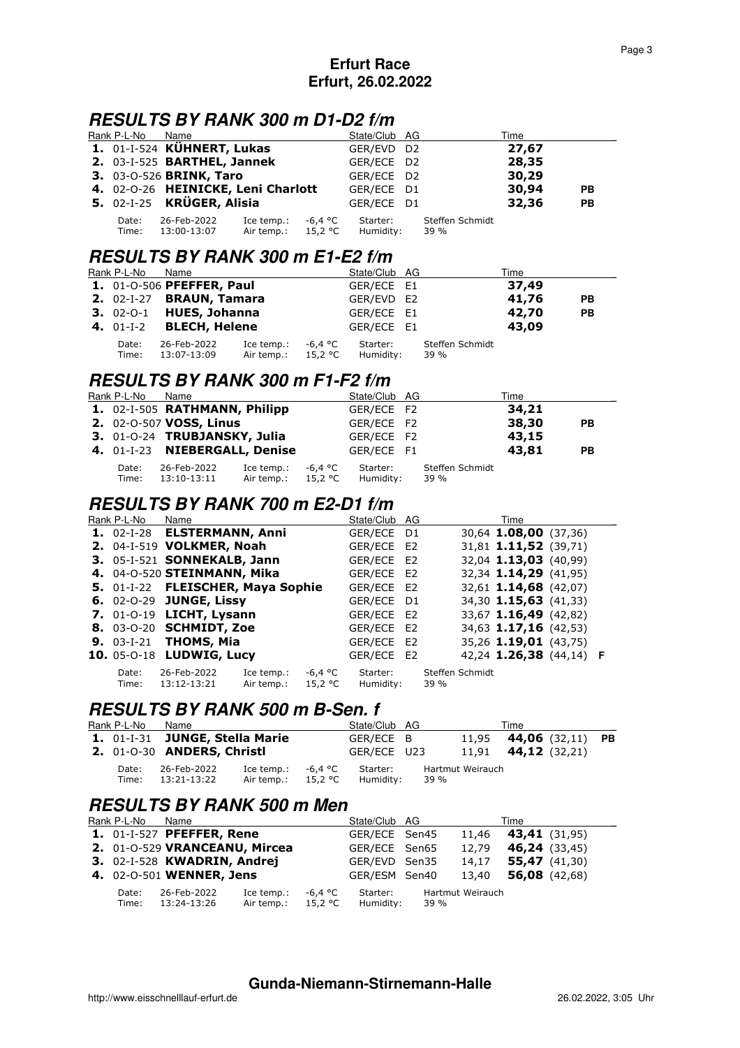**Erfurt Race**
**Erfurt, 26.02.2022**

## *RESULTS BY RANK 300 m D1-D2 f/m*

| Rank | P-L-No | Name | State/Club | AG | Time | |
|---|---|---|---|---|---|---|
| **1.** | 01-I-524 | **KÜHNERT, Lukas** | GER/EVD | D2 | **27,67** | |
| **2.** | 03-I-525 | **BARTHEL, Jannek** | GER/ECE | D2 | **28,35** | |
| **3.** | 03-O-526 | **BRINK, Taro** | GER/ECE | D2 | **30,29** | |
| **4.** | 02-O-26 | **HEINICKE, Leni Charlott** | GER/ECE | D1 | **30,94** | **PB** |
| **5.** | 02-I-25 | **KRÜGER, Alisia** | GER/ECE | D1 | **32,36** | **PB** |

Date: 26-Feb-2022 Ice temp.: -6,4 °C Starter: Steffen Schmidt
Time: 13:00-13:07 Air temp.: 15,2 °C Humidity: 39 %

## *RESULTS BY RANK 300 m E1-E2 f/m*

| Rank | P-L-No | Name | State/Club | AG | Time | |
|---|---|---|---|---|---|---|
| **1.** | 01-O-506 | **PFEFFER, Paul** | GER/ECE | E1 | **37,49** | |
| **2.** | 02-I-27 | **BRAUN, Tamara** | GER/EVD | E2 | **41,76** | **PB** |
| **3.** | 02-O-1 | **HUES, Johanna** | GER/ECE | E1 | **42,70** | **PB** |
| **4.** | 01-I-2 | **BLECH, Helene** | GER/ECE | E1 | **43,09** | |

Date: 26-Feb-2022 Ice temp.: -6,4 °C Starter: Steffen Schmidt
Time: 13:07-13:09 Air temp.: 15,2 °C Humidity: 39 %

## *RESULTS BY RANK 300 m F1-F2 f/m*

| Rank | P-L-No | Name | State/Club | AG | Time | |
|---|---|---|---|---|---|---|
| **1.** | 02-I-505 | **RATHMANN, Philipp** | GER/ECE | F2 | **34,21** | |
| **2.** | 02-O-507 | **VOSS, Linus** | GER/ECE | F2 | **38,30** | **PB** |
| **3.** | 01-O-24 | **TRUBJANSKY, Julia** | GER/ECE | F2 | **43,15** | |
| **4.** | 01-I-23 | **NIEBERGALL, Denise** | GER/ECE | F1 | **43,81** | **PB** |

Date: 26-Feb-2022 Ice temp.: -6,4 °C Starter: Steffen Schmidt
Time: 13:10-13:11 Air temp.: 15,2 °C Humidity: 39 %

## *RESULTS BY RANK 700 m E2-D1 f/m*

| Rank | P-L-No | Name | State/Club | AG | Time | | | |
|---|---|---|---|---|---|---|---|---|
| **1.** | 02-I-28 | **ELSTERMANN, Anni** | GER/ECE | D1 | 30,64 | **1.08,00** | (37,36) | |
| **2.** | 04-I-519 | **VOLKMER, Noah** | GER/ECE | E2 | 31,81 | **1.11,52** | (39,71) | |
| **3.** | 05-I-521 | **SONNEKALB, Jann** | GER/ECE | E2 | 32,04 | **1.13,03** | (40,99) | |
| **4.** | 04-O-520 | **STEINMANN, Mika** | GER/ECE | E2 | 32,34 | **1.14,29** | (41,95) | |
| **5.** | 01-I-22 | **FLEISCHER, Maya Sophie** | GER/ECE | E2 | 32,61 | **1.14,68** | (42,07) | |
| **6.** | 02-O-29 | **JUNGE, Lissy** | GER/ECE | D1 | 34,30 | **1.15,63** | (41,33) | |
| **7.** | 01-O-19 | **LICHT, Lysann** | GER/ECE | E2 | 33,67 | **1.16,49** | (42,82) | |
| **8.** | 03-O-20 | **SCHMIDT, Zoe** | GER/ECE | E2 | 34,63 | **1.17,16** | (42,53) | |
| **9.** | 03-I-21 | **THOMS, Mia** | GER/ECE | E2 | 35,26 | **1.19,01** | (43,75) | |
| **10.** | 05-O-18 | **LUDWIG, Lucy** | GER/ECE | E2 | 42,24 | **1.26,38** | (44,14) | **F** |

Date: 26-Feb-2022 Ice temp.: -6,4 °C Starter: Steffen Schmidt
Time: 13:12-13:21 Air temp.: 15,2 °C Humidity: 39 %

## *RESULTS BY RANK 500 m B-Sen. f*

| Rank | P-L-No | Name | State/Club | AG | Time | | | |
|---|---|---|---|---|---|---|---|---|
| **1.** | 01-I-31 | **JUNGE, Stella Marie** | GER/ECE | B | 11,95 | **44,06** | (32,11) | **PB** |
| **2.** | 01-O-30 | **ANDERS, Christl** | GER/ECE | U23 | 11,91 | **44,12** | (32,21) | |

Date: 26-Feb-2022 Ice temp.: -6,4 °C Starter: Hartmut Weirauch
Time: 13:21-13:22 Air temp.: 15,2 °C Humidity: 39 %

## *RESULTS BY RANK 500 m Men*

| Rank | P-L-No | Name | State/Club | AG | Time | | |
|---|---|---|---|---|---|---|---|
| **1.** | 01-I-527 | **PFEFFER, Rene** | GER/ECE | Sen45 | 11,46 | **43,41** | (31,95) |
| **2.** | 01-O-529 | **VRANCEANU, Mircea** | GER/ECE | Sen65 | 12,79 | **46,24** | (33,45) |
| **3.** | 02-I-528 | **KWADRIN, Andrej** | GER/EVD | Sen35 | 14,17 | **55,47** | (41,30) |
| **4.** | 02-O-501 | **WENNER, Jens** | GER/ESM | Sen40 | 13,40 | **56,08** | (42,68) |

Date: 26-Feb-2022 Ice temp.: -6,4 °C Starter: Hartmut Weirauch
Time: 13:24-13:26 Air temp.: 15,2 °C Humidity: 39 %

**Gunda-Niemann-Stirnemann-Halle**

http://www.eisschnelllauf-erfurt.de 26.02.2022, 3:05 Uhr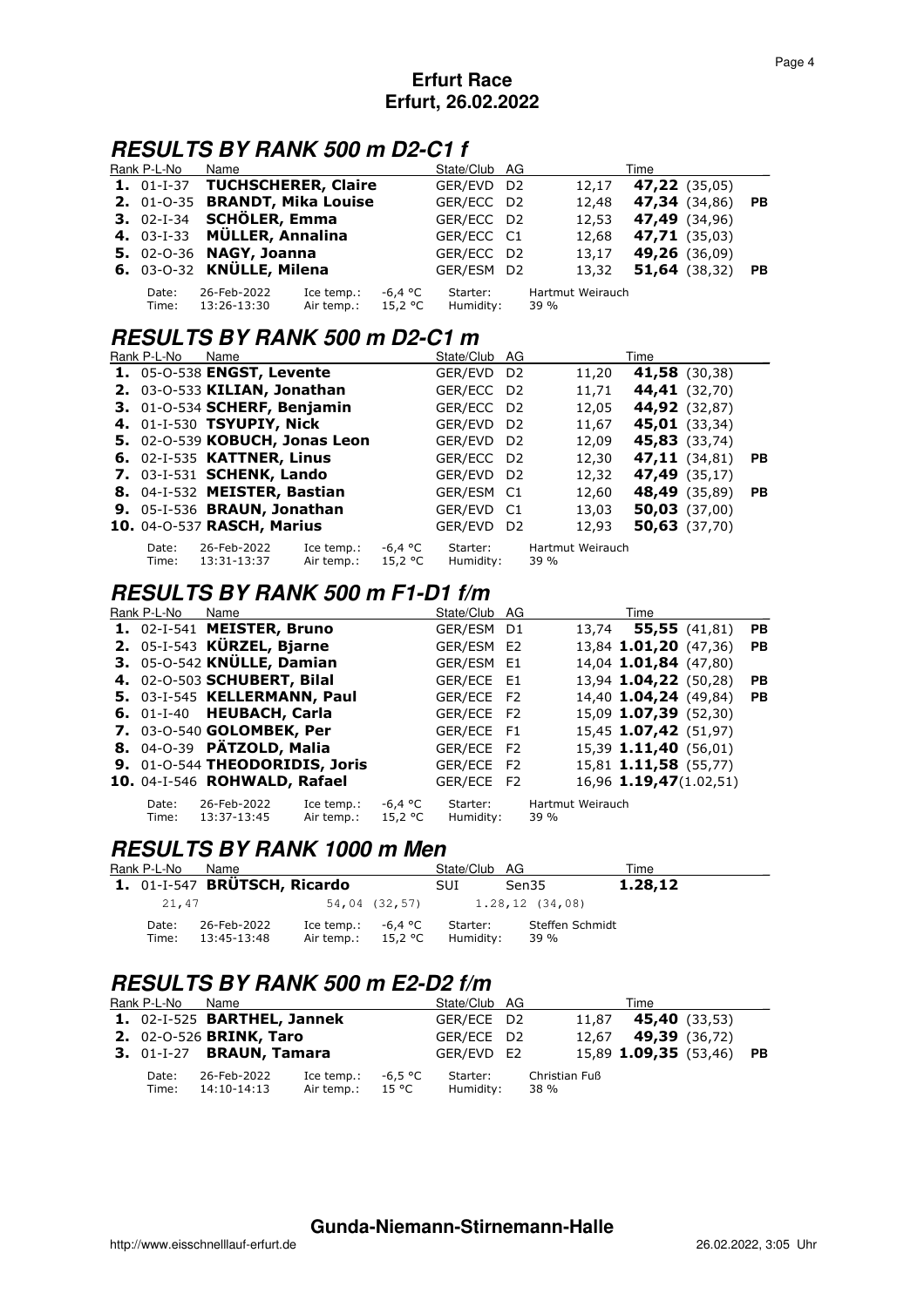# Erfurt Race
## Erfurt, 26.02.2022

## RESULTS BY RANK 500 m D2-C1 f

| Rank | P-L-No | Name | State/Club | AG | | Time | | |
|---|---|---|---|---|---|---|---|---|
| **1.** | 01-I-37 | **TUCHSCHERER, Claire** | GER/EVD | D2 | 12,17 | **47,22** | (35,05) | |
| **2.** | 01-O-35 | **BRANDT, Mika Louise** | GER/ECC | D2 | 12,48 | **47,34** | (34,86) | **PB** |
| **3.** | 02-I-34 | **SCHÖLER, Emma** | GER/ECC | D2 | 12,53 | **47,49** | (34,96) | |
| **4.** | 03-I-33 | **MÜLLER, Annalina** | GER/ECC | C1 | 12,68 | **47,71** | (35,03) | |
| **5.** | 02-O-36 | **NAGY, Joanna** | GER/ECC | D2 | 13,17 | **49,26** | (36,09) | |
| **6.** | 03-O-32 | **KNÜLLE, Milena** | GER/ESM | D2 | 13,32 | **51,64** | (38,32) | **PB** |

Date: 26-Feb-2022 Ice temp.: -6,4 °C Starter: Hartmut Weirauch
Time: 13:26-13:30 Air temp.: 15,2 °C Humidity: 39 %

## RESULTS BY RANK 500 m D2-C1 m

| Rank | P-L-No | Name | State/Club | AG | | Time | | |
|---|---|---|---|---|---|---|---|---|
| **1.** | 05-O-538 | **ENGST, Levente** | GER/EVD | D2 | 11,20 | **41,58** | (30,38) | |
| **2.** | 03-O-533 | **KILIAN, Jonathan** | GER/ECC | D2 | 11,71 | **44,41** | (32,70) | |
| **3.** | 01-O-534 | **SCHERF, Benjamin** | GER/ECC | D2 | 12,05 | **44,92** | (32,87) | |
| **4.** | 01-I-530 | **TSYUPIY, Nick** | GER/EVD | D2 | 11,67 | **45,01** | (33,34) | |
| **5.** | 02-O-539 | **KOBUCH, Jonas Leon** | GER/EVD | D2 | 12,09 | **45,83** | (33,74) | |
| **6.** | 02-I-535 | **KATTNER, Linus** | GER/ECC | D2 | 12,30 | **47,11** | (34,81) | **PB** |
| **7.** | 03-I-531 | **SCHENK, Lando** | GER/EVD | D2 | 12,32 | **47,49** | (35,17) | |
| **8.** | 04-I-532 | **MEISTER, Bastian** | GER/ESM | C1 | 12,60 | **48,49** | (35,89) | **PB** |
| **9.** | 05-I-536 | **BRAUN, Jonathan** | GER/EVD | C1 | 13,03 | **50,03** | (37,00) | |
| **10.** | 04-O-537 | **RASCH, Marius** | GER/EVD | D2 | 12,93 | **50,63** | (37,70) | |

Date: 26-Feb-2022 Ice temp.: -6,4 °C Starter: Hartmut Weirauch
Time: 13:31-13:37 Air temp.: 15,2 °C Humidity: 39 %

## RESULTS BY RANK 500 m F1-D1 f/m

| Rank | P-L-No | Name | State/Club | AG | | Time | | |
|---|---|---|---|---|---|---|---|---|
| **1.** | 02-I-541 | **MEISTER, Bruno** | GER/ESM | D1 | 13,74 | **55,55** | (41,81) | **PB** |
| **2.** | 05-I-543 | **KÜRZEL, Bjarne** | GER/ESM | E2 | 13,84 | **1.01,20** | (47,36) | **PB** |
| **3.** | 05-O-542 | **KNÜLLE, Damian** | GER/ESM | E1 | 14,04 | **1.01,84** | (47,80) | |
| **4.** | 02-O-503 | **SCHUBERT, Bilal** | GER/ECE | E1 | 13,94 | **1.04,22** | (50,28) | **PB** |
| **5.** | 03-I-545 | **KELLERMANN, Paul** | GER/ECE | F2 | 14,40 | **1.04,24** | (49,84) | **PB** |
| **6.** | 01-I-40 | **HEUBACH, Carla** | GER/ECE | F2 | 15,09 | **1.07,39** | (52,30) | |
| **7.** | 03-O-540 | **GOLOMBEK, Per** | GER/ECE | F1 | 15,45 | **1.07,42** | (51,97) | |
| **8.** | 04-O-39 | **PÄTZOLD, Malia** | GER/ECE | F2 | 15,39 | **1.11,40** | (56,01) | |
| **9.** | 01-O-544 | **THEODORIDIS, Joris** | GER/ECE | F2 | 15,81 | **1.11,58** | (55,77) | |
| **10.** | 04-I-546 | **ROHWALD, Rafael** | GER/ECE | F2 | 16,96 | **1.19,47** | (1.02,51) | |

Date: 26-Feb-2022 Ice temp.: -6,4 °C Starter: Hartmut Weirauch
Time: 13:37-13:45 Air temp.: 15,2 °C Humidity: 39 %

## RESULTS BY RANK 1000 m Men

| Rank | P-L-No | Name | State/Club | AG | Time |
|---|---|---|---|---|---|
| **1.** | 01-I-547 | **BRÜTSCH, Ricardo** | SUI | Sen35 | **1.28,12** |
| | 21,47 | 54,04 (32,57) | | 1.28,12 (34,08) | |

Date: 26-Feb-2022 Ice temp.: -6,4 °C Starter: Steffen Schmidt
Time: 13:45-13:48 Air temp.: 15,2 °C Humidity: 39 %

## RESULTS BY RANK 500 m E2-D2 f/m

| Rank | P-L-No | Name | State/Club | AG | | Time | | |
|---|---|---|---|---|---|---|---|---|
| **1.** | 02-I-525 | **BARTHEL, Jannek** | GER/ECE | D2 | 11,87 | **45,40** | (33,53) | |
| **2.** | 02-O-526 | **BRINK, Taro** | GER/ECE | D2 | 12,67 | **49,39** | (36,72) | |
| **3.** | 01-I-27 | **BRAUN, Tamara** | GER/EVD | E2 | 15,89 | **1.09,35** | (53,46) | **PB** |

Date: 26-Feb-2022 Ice temp.: -6,5 °C Starter: Christian Fuß
Time: 14:10-14:13 Air temp.: 15 °C Humidity: 38 %

**Gunda-Niemann-Stirnemann-Halle**

http://www.eisschnelllauf-erfurt.de 26.02.2022, 3:05 Uhr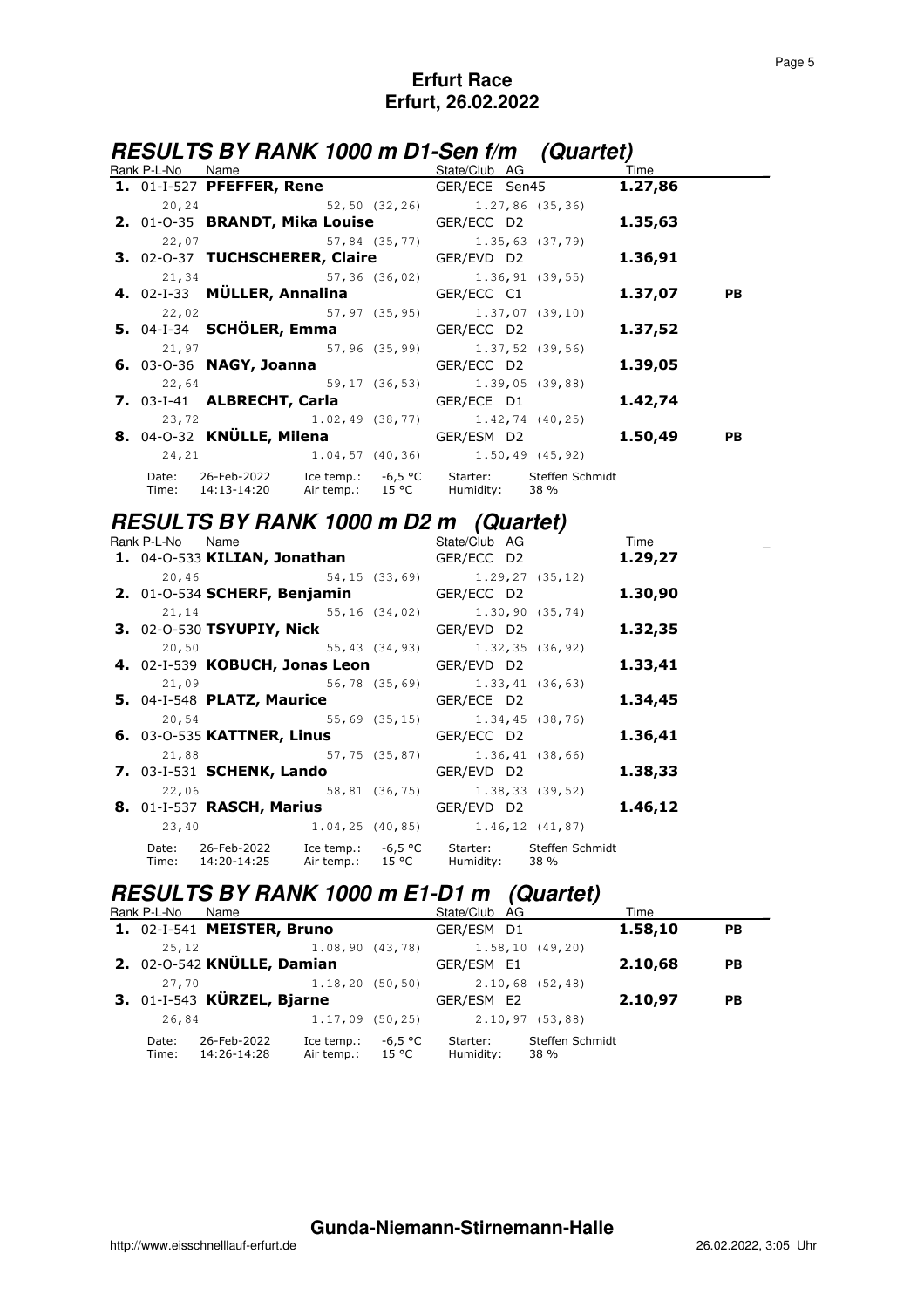# Erfurt Race
# Erfurt, 26.02.2022

## RESULTS BY RANK 1000 m D1-Sen f/m (Quartet)

| Rank | P-L-No | Name | State/Club | AG | Time | |
|---|---|---|---|---|---|---|
| 1. | 01-I-527 | **PFEFFER, Rene** | GER/ECE | Sen45 | **1.27,86** | |
| | 20,24 | 52,50 (32,26) | 1.27,86 (35,36) | | | |
| 2. | 01-O-35 | **BRANDT, Mika Louise** | GER/ECC | D2 | **1.35,63** | |
| | 22,07 | 57,84 (35,77) | 1.35,63 (37,79) | | | |
| 3. | 02-O-37 | **TUCHSCHERER, Claire** | GER/EVD | D2 | **1.36,91** | |
| | 21,34 | 57,36 (36,02) | 1.36,91 (39,55) | | | |
| 4. | 02-I-33 | **MÜLLER, Annalina** | GER/ECC | C1 | **1.37,07** | PB |
| | 22,02 | 57,97 (35,95) | 1.37,07 (39,10) | | | |
| 5. | 04-I-34 | **SCHÖLER, Emma** | GER/ECC | D2 | **1.37,52** | |
| | 21,97 | 57,96 (35,99) | 1.37,52 (39,56) | | | |
| 6. | 03-O-36 | **NAGY, Joanna** | GER/ECC | D2 | **1.39,05** | |
| | 22,64 | 59,17 (36,53) | 1.39,05 (39,88) | | | |
| 7. | 03-I-41 | **ALBRECHT, Carla** | GER/ECE | D1 | **1.42,74** | |
| | 23,72 | 1.02,49 (38,77) | 1.42,74 (40,25) | | | |
| 8. | 04-O-32 | **KNÜLLE, Milena** | GER/ESM | D2 | **1.50,49** | PB |
| | 24,21 | 1.04,57 (40,36) | 1.50,49 (45,92) | | | |

Date: 26-Feb-2022 Ice temp.: -6,5 °C Starter: Steffen Schmidt
Time: 14:13-14:20 Air temp.: 15 °C Humidity: 38 %

## RESULTS BY RANK 1000 m D2 m (Quartet)

| Rank | P-L-No | Name | State/Club | AG | Time |
|---|---|---|---|---|---|
| 1. | 04-O-533 | **KILIAN, Jonathan** | GER/ECC | D2 | **1.29,27** |
| | 20,46 | 54,15 (33,69) | 1.29,27 (35,12) | | |
| 2. | 01-O-534 | **SCHERF, Benjamin** | GER/ECC | D2 | **1.30,90** |
| | 21,14 | 55,16 (34,02) | 1.30,90 (35,74) | | |
| 3. | 02-O-530 | **TSYUPIY, Nick** | GER/EVD | D2 | **1.32,35** |
| | 20,50 | 55,43 (34,93) | 1.32,35 (36,92) | | |
| 4. | 02-I-539 | **KOBUCH, Jonas Leon** | GER/EVD | D2 | **1.33,41** |
| | 21,09 | 56,78 (35,69) | 1.33,41 (36,63) | | |
| 5. | 04-I-548 | **PLATZ, Maurice** | GER/ECE | D2 | **1.34,45** |
| | 20,54 | 55,69 (35,15) | 1.34,45 (38,76) | | |
| 6. | 03-O-535 | **KATTNER, Linus** | GER/ECC | D2 | **1.36,41** |
| | 21,88 | 57,75 (35,87) | 1.36,41 (38,66) | | |
| 7. | 03-I-531 | **SCHENK, Lando** | GER/EVD | D2 | **1.38,33** |
| | 22,06 | 58,81 (36,75) | 1.38,33 (39,52) | | |
| 8. | 01-I-537 | **RASCH, Marius** | GER/EVD | D2 | **1.46,12** |
| | 23,40 | 1.04,25 (40,85) | 1.46,12 (41,87) | | |

Date: 26-Feb-2022 Ice temp.: -6,5 °C Starter: Steffen Schmidt
Time: 14:20-14:25 Air temp.: 15 °C Humidity: 38 %

## RESULTS BY RANK 1000 m E1-D1 m (Quartet)

| Rank | P-L-No | Name | State/Club | AG | Time | |
|---|---|---|---|---|---|---|
| 1. | 02-I-541 | **MEISTER, Bruno** | GER/ESM | D1 | **1.58,10** | PB |
| | 25,12 | 1.08,90 (43,78) | 1.58,10 (49,20) | | | |
| 2. | 02-O-542 | **KNÜLLE, Damian** | GER/ESM | E1 | **2.10,68** | PB |
| | 27,70 | 1.18,20 (50,50) | 2.10,68 (52,48) | | | |
| 3. | 01-I-543 | **KÜRZEL, Bjarne** | GER/ESM | E2 | **2.10,97** | PB |
| | 26,84 | 1.17,09 (50,25) | 2.10,97 (53,88) | | | |

Date: 26-Feb-2022 Ice temp.: -6,5 °C Starter: Steffen Schmidt
Time: 14:26-14:28 Air temp.: 15 °C Humidity: 38 %

**Gunda-Niemann-Stirnemann-Halle**

http://www.eisschnelllauf-erfurt.de 26.02.2022, 3:05 Uhr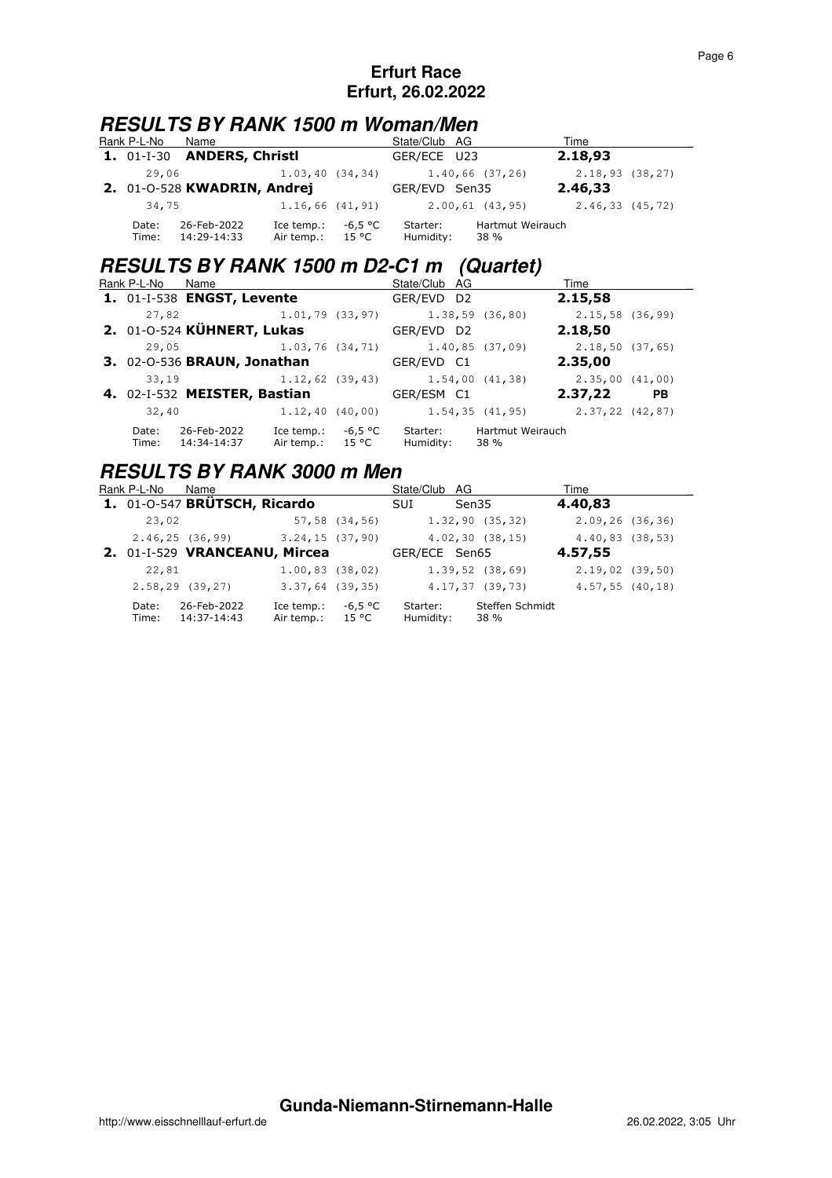**Erfurt Race**
**Erfurt, 26.02.2022**

## RESULTS BY RANK 1500 m Woman/Men

| Rank | P-L-No | Name | State/Club | AG | Time |
|---|---|---|---|---|---|
| **1.** | 01-I-30 | **ANDERS, Christl** | GER/ECE | U23 | **2.18,93** |
| | 29,06 | 1.03,40 (34,34) | 1.40,66 (37,26) | | 2.18,93 (38,27) |
| **2.** | 01-O-528 | **KWADRIN, Andrej** | GER/EVD | Sen35 | **2.46,33** |
| | 34,75 | 1.16,66 (41,91) | 2.00,61 (43,95) | | 2.46,33 (45,72) |

Date: 26-Feb-2022 Ice temp.: -6,5 °C Starter: Hartmut Weirauch
Time: 14:29-14:33 Air temp.: 15 °C Humidity: 38 %

## RESULTS BY RANK 1500 m D2-C1 m (Quartet)

| Rank | P-L-No | Name | State/Club | AG | Time | |
|---|---|---|---|---|---|---|
| **1.** | 01-I-538 | **ENGST, Levente** | GER/EVD | D2 | **2.15,58** | |
| | 27,82 | 1.01,79 (33,97) | 1.38,59 (36,80) | | 2.15,58 (36,99) | |
| **2.** | 01-O-524 | **KÜHNERT, Lukas** | GER/EVD | D2 | **2.18,50** | |
| | 29,05 | 1.03,76 (34,71) | 1.40,85 (37,09) | | 2.18,50 (37,65) | |
| **3.** | 02-O-536 | **BRAUN, Jonathan** | GER/EVD | C1 | **2.35,00** | |
| | 33,19 | 1.12,62 (39,43) | 1.54,00 (41,38) | | 2.35,00 (41,00) | |
| **4.** | 02-I-532 | **MEISTER, Bastian** | GER/ESM | C1 | **2.37,22** | **PB** |
| | 32,40 | 1.12,40 (40,00) | 1.54,35 (41,95) | | 2.37,22 (42,87) | |

Date: 26-Feb-2022 Ice temp.: -6,5 °C Starter: Hartmut Weirauch
Time: 14:34-14:37 Air temp.: 15 °C Humidity: 38 %

## RESULTS BY RANK 3000 m Men

| Rank | P-L-No | Name | State/Club | AG | Time |
|---|---|---|---|---|---|
| **1.** | 01-O-547 | **BRÜTSCH, Ricardo** | SUI | Sen35 | **4.40,83** |
| | 23,02 | 57,58 (34,56) | 1.32,90 (35,32) | | 2.09,26 (36,36) |
| | 2.46,25 (36,99) | 3.24,15 (37,90) | 4.02,30 (38,15) | | 4.40,83 (38,53) |
| **2.** | 01-I-529 | **VRANCEANU, Mircea** | GER/ECE | Sen65 | **4.57,55** |
| | 22,81 | 1.00,83 (38,02) | 1.39,52 (38,69) | | 2.19,02 (39,50) |
| | 2.58,29 (39,27) | 3.37,64 (39,35) | 4.17,37 (39,73) | | 4.57,55 (40,18) |

Date: 26-Feb-2022 Ice temp.: -6,5 °C Starter: Steffen Schmidt
Time: 14:37-14:43 Air temp.: 15 °C Humidity: 38 %

**Gunda-Niemann-Stirnemann-Halle**

http://www.eisschnelllauf-erfurt.de 26.02.2022, 3:05 Uhr